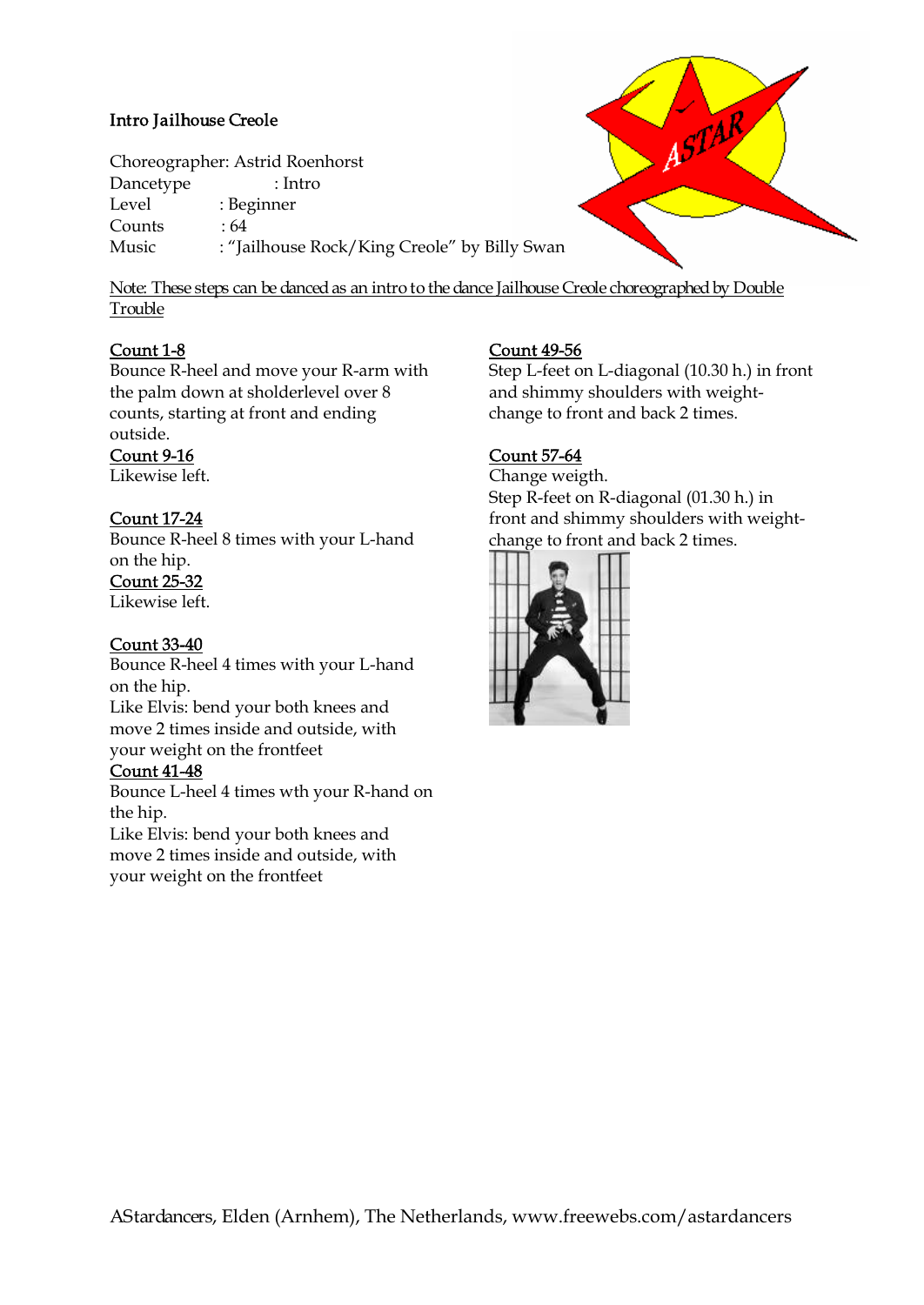# Intro Jailhouse Creole

Choreographer: Astrid Roenhorst
Dancetype : Intro
Level : Beginner
Counts : 64
Music : "Jailhouse Rock/King Creole" by Billy Swan

Note: These steps can be danced as an intro to the dance Jailhouse Creole choreographed by Double Trouble

**Count 1-8**
Bounce R-heel and move your R-arm with the palm down at sholderlevel over 8 counts, starting at front and ending outside.

**Count 9-16**
Likewise left.

**Count 17-24**
Bounce R-heel 8 times with your L-hand on the hip.

**Count 25-32**
Likewise left.

**Count 33-40**
Bounce R-heel 4 times with your L-hand on the hip.
Like Elvis: bend your both knees and move 2 times inside and outside, with your weight on the frontfeet

**Count 41-48**
Bounce L-heel 4 times wth your R-hand on the hip.
Like Elvis: bend your both knees and move 2 times inside and outside, with your weight on the frontfeet

**Count 49-56**
Step L-feet on L-diagonal (10.30 h.) in front and shimmy shoulders with weight-change to front and back 2 times.

**Count 57-64**
Change weigth.
Step R-feet on R-diagonal (01.30 h.) in front and shimmy shoulders with weight-change to front and back 2 times.

AStardancers, Elden (Arnhem), The Netherlands, www.freewebs.com/astardancers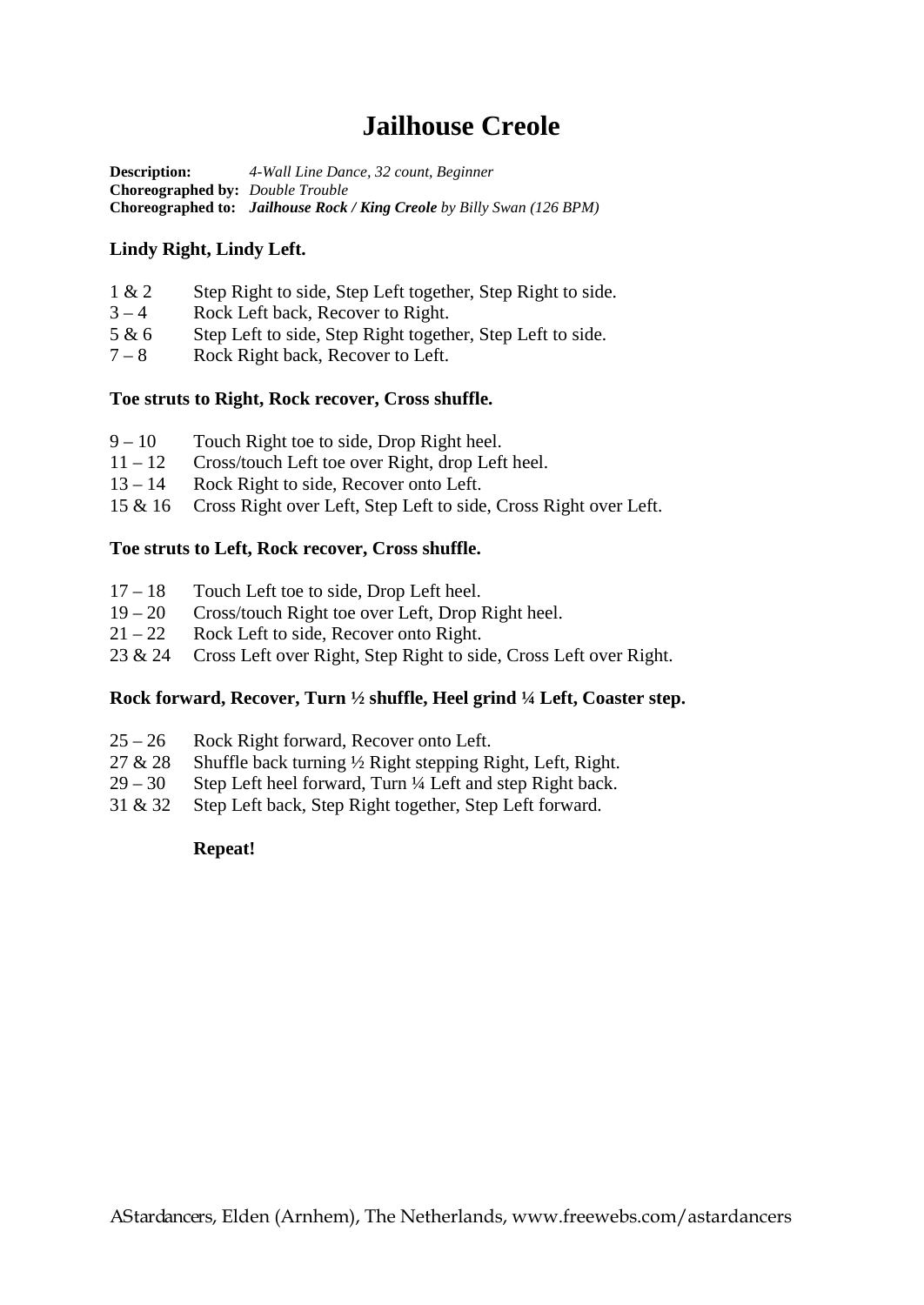# Jailhouse Creole

**Description:** *4-Wall Line Dance, 32 count, Beginner*
**Choreographed by:** *Double Trouble*
**Choreographed to:** ***Jailhouse Rock / King Creole*** *by Billy Swan (126 BPM)*

### Lindy Right, Lindy Left.

| | |
|---|---|
| 1 & 2 | Step Right to side, Step Left together, Step Right to side. |
| 3 – 4 | Rock Left back, Recover to Right. |
| 5 & 6 | Step Left to side, Step Right together, Step Left to side. |
| 7 – 8 | Rock Right back, Recover to Left. |

### Toe struts to Right, Rock recover, Cross shuffle.

| | |
|---|---|
| 9 – 10 | Touch Right toe to side, Drop Right heel. |
| 11 – 12 | Cross/touch Left toe over Right, drop Left heel. |
| 13 – 14 | Rock Right to side, Recover onto Left. |
| 15 & 16 | Cross Right over Left, Step Left to side, Cross Right over Left. |

### Toe struts to Left, Rock recover, Cross shuffle.

| | |
|---|---|
| 17 – 18 | Touch Left toe to side, Drop Left heel. |
| 19 – 20 | Cross/touch Right toe over Left, Drop Right heel. |
| 21 – 22 | Rock Left to side, Recover onto Right. |
| 23 & 24 | Cross Left over Right, Step Right to side, Cross Left over Right. |

### Rock forward, Recover, Turn ½ shuffle, Heel grind ¼ Left, Coaster step.

| | |
|---|---|
| 25 – 26 | Rock Right forward, Recover onto Left. |
| 27 & 28 | Shuffle back turning ½ Right stepping Right, Left, Right. |
| 29 – 30 | Step Left heel forward, Turn ¼ Left and step Right back. |
| 31 & 32 | Step Left back, Step Right together, Step Left forward. |

**Repeat!**

AStardancers, Elden (Arnhem), The Netherlands, www.freewebs.com/astardancers